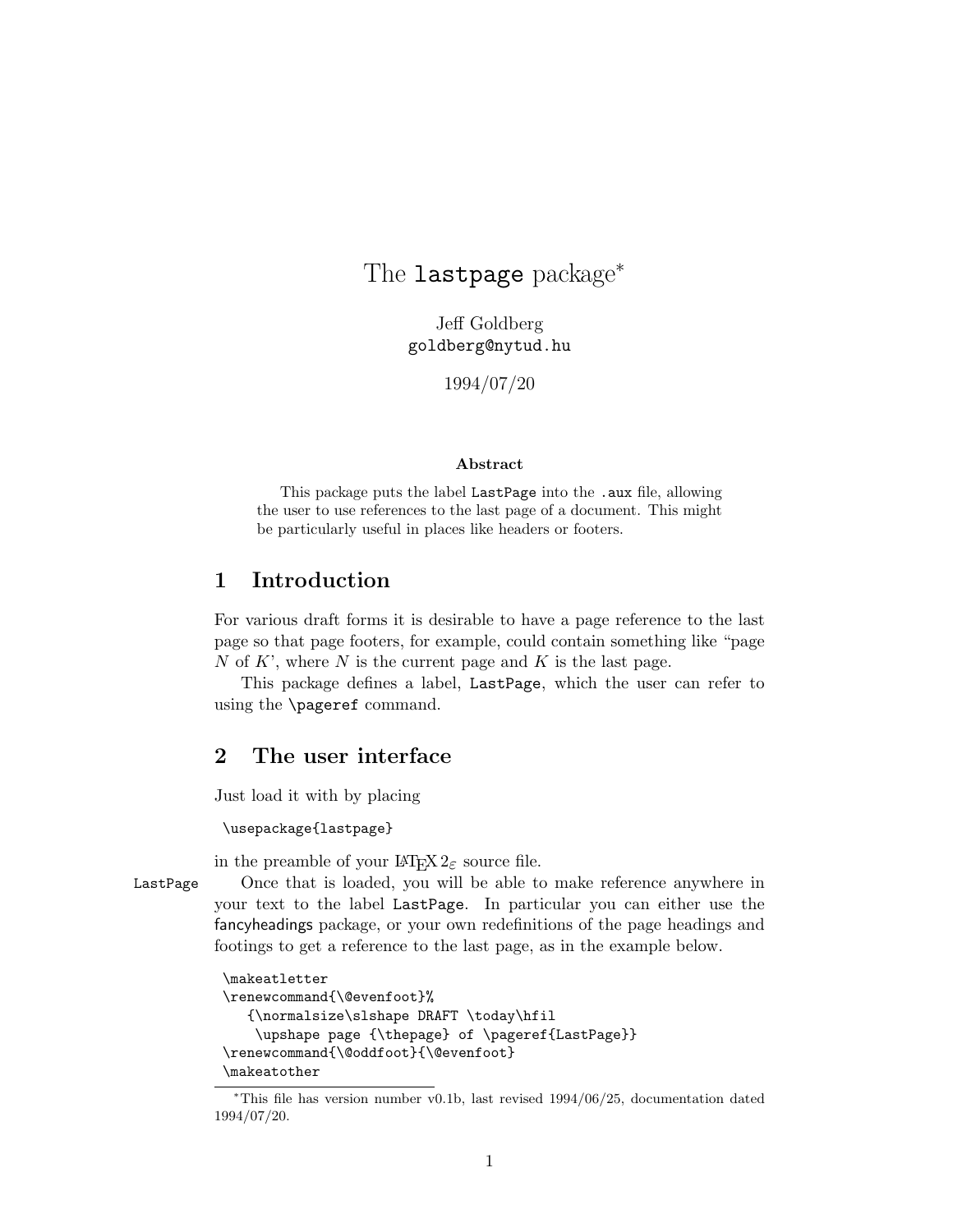# The `lastpage` package*

Jeff Goldberg
`goldberg@nytud.hu`

1994/07/20

**Abstract**

This package puts the label LastPage into the .aux file, allowing the user to use references to the last page of a document. This might be particularly useful in places like headers or footers.

## 1 Introduction

For various draft forms it is desirable to have a page reference to the last page so that page footers, for example, could contain something like "page $N$ of $K$', where $N$ is the current page and $K$ is the last page.

This package defines a label, LastPage, which the user can refer to using the `\pageref` command.

## 2 The user interface

Just load it with by placing

```
\usepackage{lastpage}
```

in the preamble of your LaTeX 2ε source file.

LastPage

Once that is loaded, you will be able to make reference anywhere in your text to the label LastPage. In particular you can either use the fancyheadings package, or your own redefinitions of the page headings and footings to get a reference to the last page, as in the example below.

```
\makeatletter
\renewcommand{\@evenfoot}%
   {\normalsize\slshape DRAFT \today\hfil
    \upshape page {\thepage} of \pageref{LastPage}}
\renewcommand{\@oddfoot}{\@evenfoot}
\makeatother
```

*This file has version number v0.1b, last revised 1994/06/25, documentation dated 1994/07/20.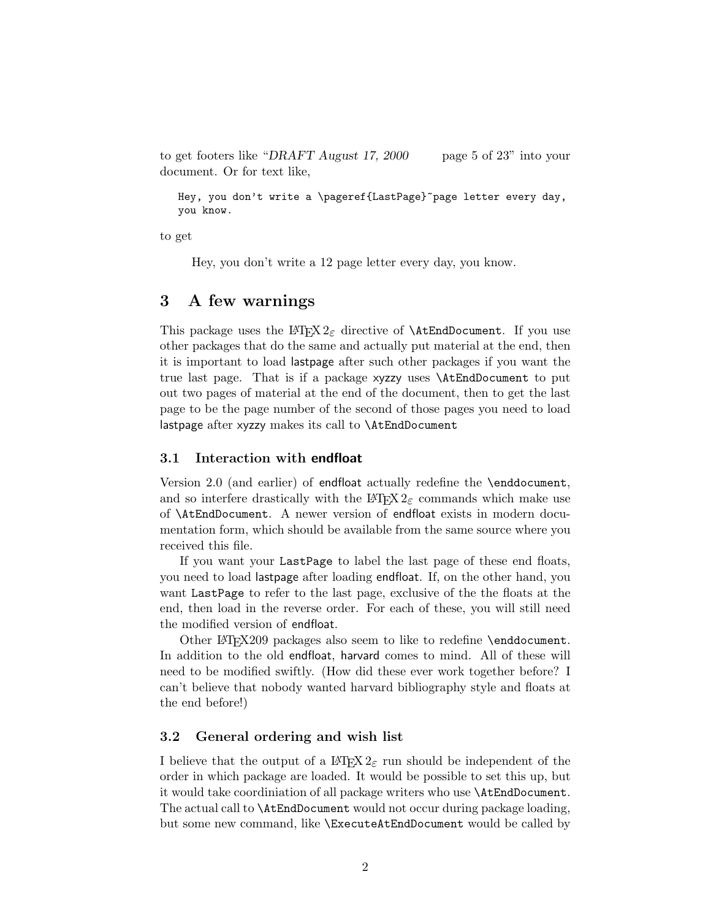to get footers like "*DRAFT August 17, 2000*         page 5 of 23" into your document. Or for text like,

```
Hey, you don't write a \pageref{LastPage}~page letter every day,
you know.
```

to get

> Hey, you don't write a 12 page letter every day, you know.

## 3 A few warnings

This package uses the LaTeX 2ε directive of `\AtEndDocument`. If you use other packages that do the same and actually put material at the end, then it is important to load lastpage after such other packages if you want the true last page. That is if a package xyzzy uses `\AtEndDocument` to put out two pages of material at the end of the document, then to get the last page to be the page number of the second of those pages you need to load lastpage after xyzzy makes its call to `\AtEndDocument`

### 3.1 Interaction with endfloat

Version 2.0 (and earlier) of endfloat actually redefine the `\enddocument`, and so interfere drastically with the LaTeX 2ε commands which make use of `\AtEndDocument`. A newer version of endfloat exists in modern documentation form, which should be available from the same source where you received this file.

If you want your `LastPage` to label the last page of these end floats, you need to load lastpage after loading endfloat. If, on the other hand, you want `LastPage` to refer to the last page, exclusive of the the floats at the end, then load in the reverse order. For each of these, you will still need the modified version of endfloat.

Other LaTeX209 packages also seem to like to redefine `\enddocument`. In addition to the old endfloat, harvard comes to mind. All of these will need to be modified swiftly. (How did these ever work together before? I can't believe that nobody wanted harvard bibliography style and floats at the end before!)

### 3.2 General ordering and wish list

I believe that the output of a LaTeX 2ε run should be independent of the order in which package are loaded. It would be possible to set this up, but it would take coordiniation of all package writers who use `\AtEndDocument`. The actual call to `\AtEndDocument` would not occur during package loading, but some new command, like `\ExecuteAtEndDocument` would be called by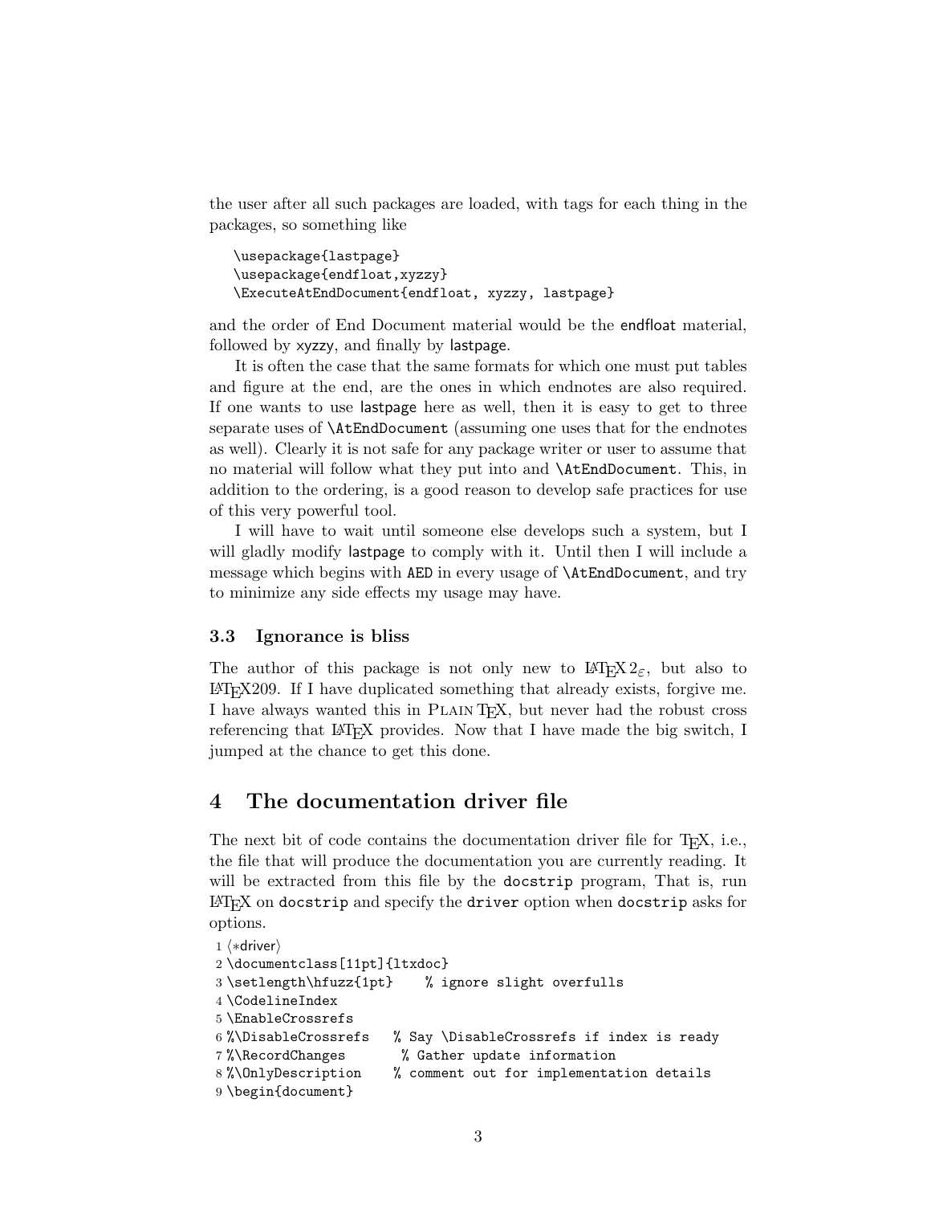the user after all such packages are loaded, with tags for each thing in the packages, so something like

```
\usepackage{lastpage}
\usepackage{endfloat,xyzzy}
\ExecuteAtEndDocument{endfloat, xyzzy, lastpage}
```

and the order of End Document material would be the endfloat material, followed by xyzzy, and finally by lastpage.

It is often the case that the same formats for which one must put tables and figure at the end, are the ones in which endnotes are also required. If one wants to use lastpage here as well, then it is easy to get to three separate uses of `\AtEndDocument` (assuming one uses that for the endnotes as well). Clearly it is not safe for any package writer or user to assume that no material will follow what they put into and `\AtEndDocument`. This, in addition to the ordering, is a good reason to develop safe practices for use of this very powerful tool.

I will have to wait until someone else develops such a system, but I will gladly modify lastpage to comply with it. Until then I will include a message which begins with `AED` in every usage of `\AtEndDocument`, and try to minimize any side effects my usage may have.

### 3.3 Ignorance is bliss

The author of this package is not only new to LaTeX 2ε, but also to LaTeX209. If I have duplicated something that already exists, forgive me. I have always wanted this in Plain TeX, but never had the robust cross referencing that LaTeX provides. Now that I have made the big switch, I jumped at the chance to get this done.

## 4 The documentation driver file

The next bit of code contains the documentation driver file for TeX, i.e., the file that will produce the documentation you are currently reading. It will be extracted from this file by the `docstrip` program, That is, run LaTeX on `docstrip` and specify the `driver` option when `docstrip` asks for options.

```
1 ⟨*driver⟩
2 \documentclass[11pt]{ltxdoc}
3 \setlength\hfuzz{1pt}    % ignore slight overfulls
4 \CodelineIndex
5 \EnableCrossrefs
6 %\DisableCrossrefs   % Say \DisableCrossrefs if index is ready
7 %\RecordChanges       % Gather update information
8 %\OnlyDescription    % comment out for implementation details
9 \begin{document}
```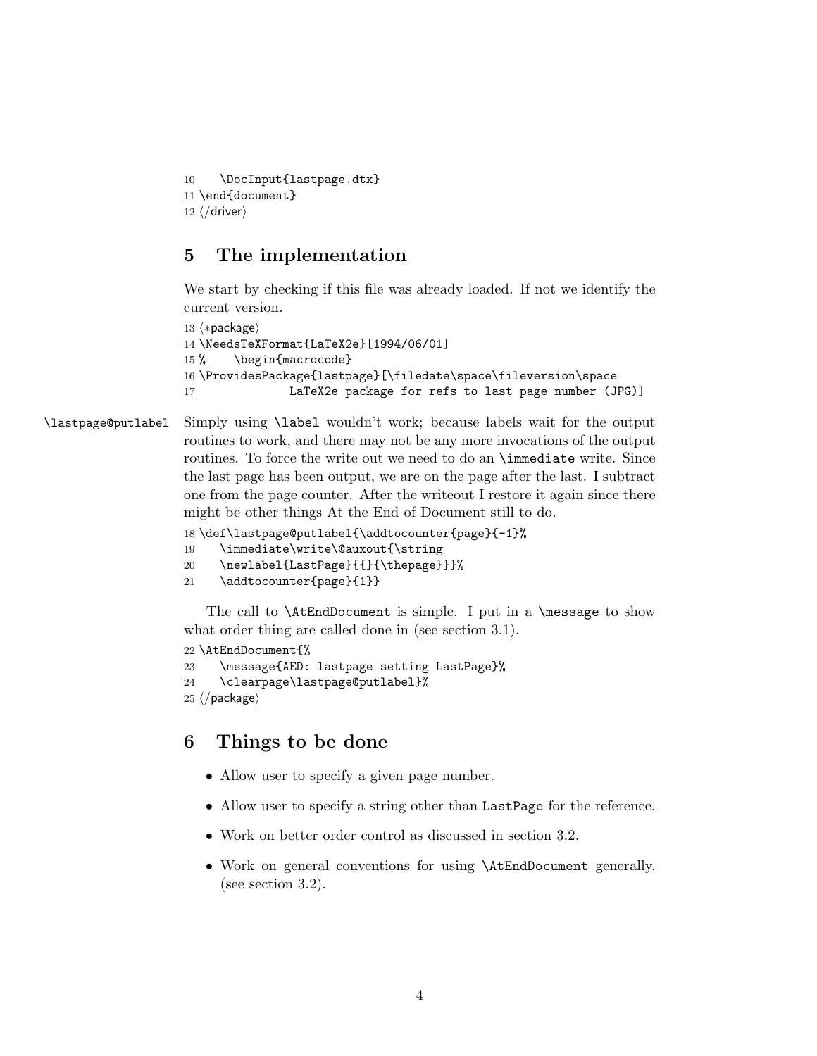```
10    \DocInput{lastpage.dtx}
11 \end{document}
12 ⟨/driver⟩
```

## 5 The implementation

We start by checking if this file was already loaded. If not we identify the current version.

```
13 ⟨*package⟩
14 \NeedsTeXFormat{LaTeX2e}[1994/06/01]
15 %    \begin{macrocode}
16 \ProvidesPackage{lastpage}[\filedate\space\fileversion\space
17              LaTeX2e package for refs to last page number (JPG)]
```

`\lastpage@putlabel` Simply using `\label` wouldn't work; because labels wait for the output routines to work, and there may not be any more invocations of the output routines. To force the write out we need to do an `\immediate` write. Since the last page has been output, we are on the page after the last. I subtract one from the page counter. After the writeout I restore it again since there might be other things At the End of Document still to do.

```
18 \def\lastpage@putlabel{\addtocounter{page}{-1}%
19    \immediate\write\@auxout{\string
20    \newlabel{LastPage}{{}{\thepage}}}%
21    \addtocounter{page}{1}}
```

The call to `\AtEndDocument` is simple. I put in a `\message` to show what order thing are called done in (see section 3.1).

```
22 \AtEndDocument{%
23    \message{AED: lastpage setting LastPage}%
24    \clearpage\lastpage@putlabel}%
25 ⟨/package⟩
```

## 6 Things to be done

- Allow user to specify a given page number.
- Allow user to specify a string other than `LastPage` for the reference.
- Work on better order control as discussed in section 3.2.
- Work on general conventions for using `\AtEndDocument` generally. (see section 3.2).